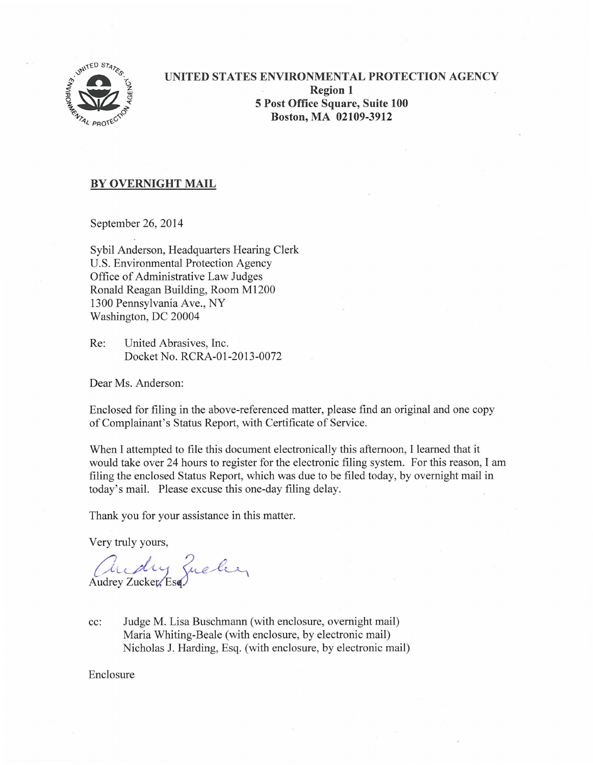UNITED STATES ENVIRONMENTAL PROTECTION AGENCY
Region 1
5 Post Office Square, Suite 100
Boston, MA 02109-3912

**BY OVERNIGHT MAIL**

September 26, 2014

Sybil Anderson, Headquarters Hearing Clerk
U.S. Environmental Protection Agency
Office of Administrative Law Judges
Ronald Reagan Building, Room M1200
1300 Pennsylvania Ave., NY
Washington, DC 20004

Re: United Abrasives, Inc.
Docket No. RCRA-01-2013-0072

Dear Ms. Anderson:

Enclosed for filing in the above-referenced matter, please find an original and one copy of Complainant's Status Report, with Certificate of Service.

When I attempted to file this document electronically this afternoon, I learned that it would take over 24 hours to register for the electronic filing system. For this reason, I am filing the enclosed Status Report, which was due to be filed today, by overnight mail in today's mail. Please excuse this one-day filing delay.

Thank you for your assistance in this matter.

Very truly yours,

Audrey Zucker, Esq.

cc: Judge M. Lisa Buschmann (with enclosure, overnight mail)
Maria Whiting-Beale (with enclosure, by electronic mail)
Nicholas J. Harding, Esq. (with enclosure, by electronic mail)

Enclosure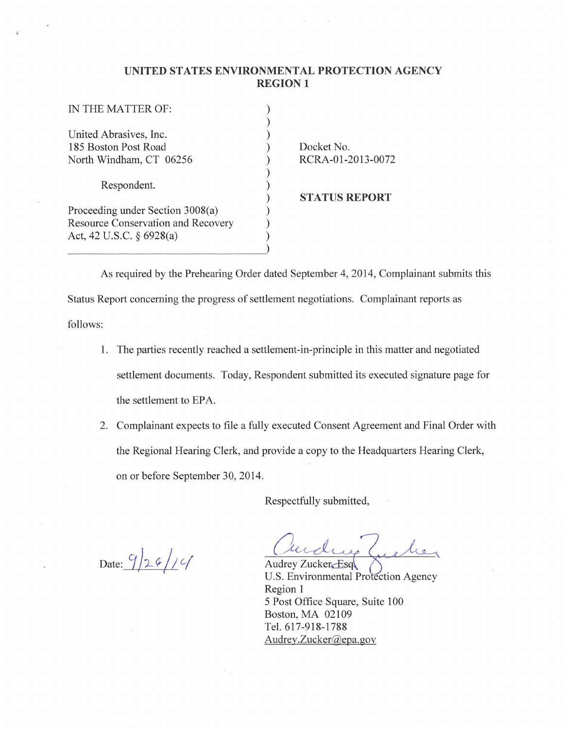**UNITED STATES ENVIRONMENTAL PROTECTION AGENCY**
**REGION 1**

| | | |
|---|---|---|
| IN THE MATTER OF: | ) | |
| | ) | |
| United Abrasives, Inc. | ) | |
| 185 Boston Post Road | ) | Docket No. |
| North Windham, CT 06256 | ) | RCRA-01-2013-0072 |
| | ) | |
| Respondent. | ) | |
| | ) | **STATUS REPORT** |
| Proceeding under Section 3008(a) | ) | |
| Resource Conservation and Recovery | ) | |
| Act, 42 U.S.C. § 6928(a) | ) | |

As required by the Prehearing Order dated September 4, 2014, Complainant submits this Status Report concerning the progress of settlement negotiations. Complainant reports as follows:

1. The parties recently reached a settlement-in-principle in this matter and negotiated settlement documents. Today, Respondent submitted its executed signature page for the settlement to EPA.
2. Complainant expects to file a fully executed Consent Agreement and Final Order with the Regional Hearing Clerk, and provide a copy to the Headquarters Hearing Clerk, on or before September 30, 2014.

Respectfully submitted,

Date: 9/26/14

Audrey Zucker, Esq.
U.S. Environmental Protection Agency
Region 1
5 Post Office Square, Suite 100
Boston, MA 02109
Tel. 617-918-1788
Audrey.Zucker@epa.gov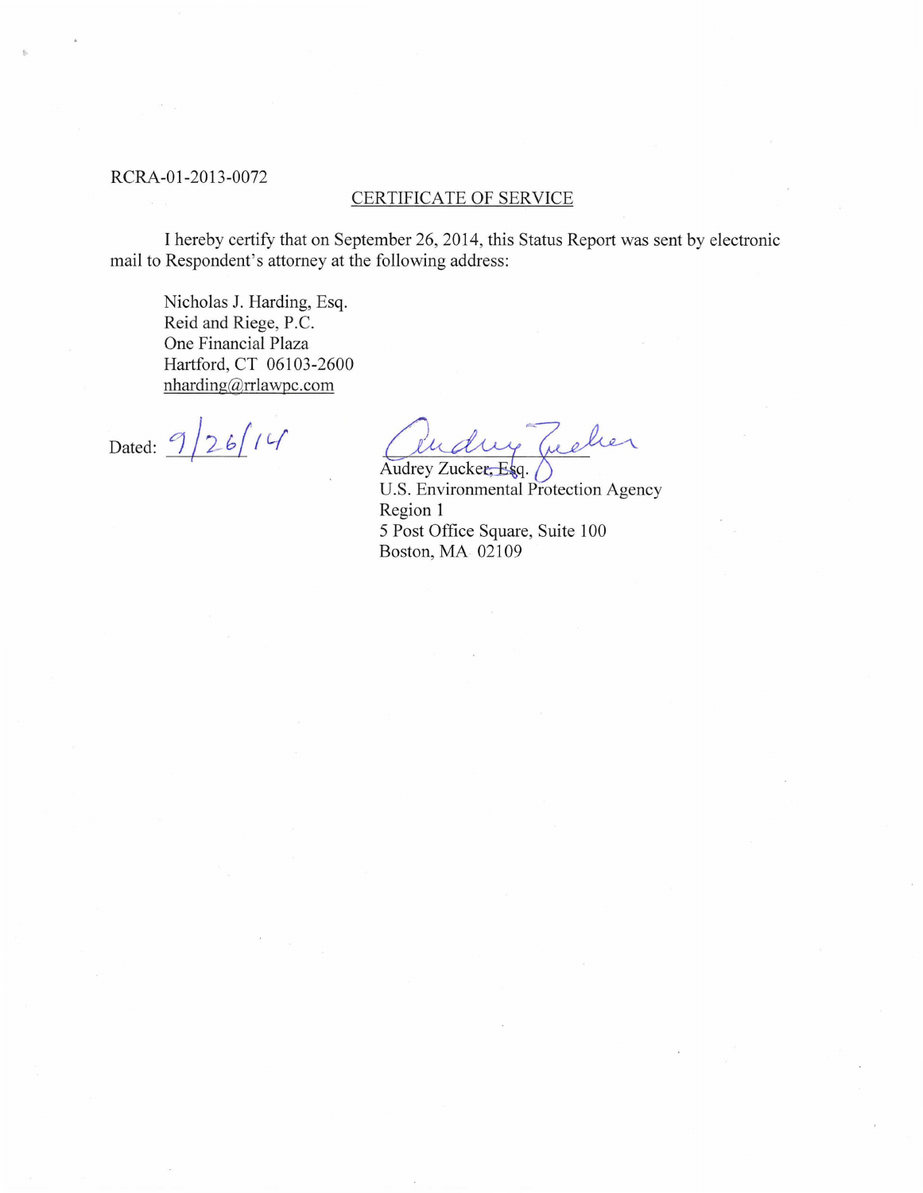RCRA-01-2013-0072

## CERTIFICATE OF SERVICE

I hereby certify that on September 26, 2014, this Status Report was sent by electronic mail to Respondent's attorney at the following address:

Nicholas J. Harding, Esq.  
Reid and Riege, P.C.  
One Financial Plaza  
Hartford, CT 06103-2600  
nharding@rrlawpc.com

Dated: 9/26/14

Audrey Zucker, Esq.  
U.S. Environmental Protection Agency  
Region 1  
5 Post Office Square, Suite 100  
Boston, MA 02109